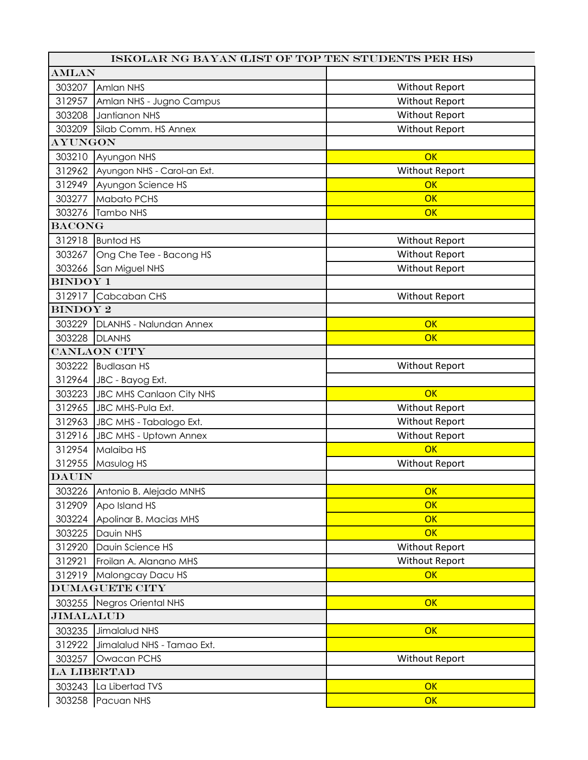| ISKOLAR NG BAYAN (LIST OF TOP TEN STUDENTS PER HS) | | |
|---|---|---|
| **AMLAN** | | |
| 303207 | Amlan NHS | Without Report |
| 312957 | Amlan NHS - Jugno Campus | Without Report |
| 303208 | Jantianon NHS | Without Report |
| 303209 | Silab Comm. HS Annex | Without Report |
| **AYUNGON** | | |
| 303210 | Ayungon NHS | OK |
| 312962 | Ayungon NHS - Carol-an Ext. | Without Report |
| 312949 | Ayungon Science HS | OK |
| 303277 | Mabato PCHS | OK |
| 303276 | Tambo NHS | OK |
| **BACONG** | | |
| 312918 | Buntod HS | Without Report |
| 303267 | Ong Che Tee - Bacong HS | Without Report |
| 303266 | San Miguel NHS | Without Report |
| **BINDOY 1** | | |
| 312917 | Cabcaban CHS | Without Report |
| **BINDOY 2** | | |
| 303229 | DLANHS - Nalundan Annex | OK |
| 303228 | DLANHS | OK |
| **CANLAON CITY** | | |
| 303222 | Budlasan HS | Without Report |
| 312964 | JBC - Bayog Ext. | |
| 303223 | JBC MHS Canlaon City NHS | OK |
| 312965 | JBC MHS-Pula Ext. | Without Report |
| 312963 | JBC MHS - Tabalogo Ext. | Without Report |
| 312916 | JBC MHS - Uptown Annex | Without Report |
| 312954 | Malaiba HS | OK |
| 312955 | Masulog HS | Without Report |
| **DAUIN** | | |
| 303226 | Antonio B. Alejado MNHS | OK |
| 312909 | Apo Island HS | OK |
| 303224 | Apolinar B. Macias MHS | OK |
| 303225 | Dauin NHS | OK |
| 312920 | Dauin Science HS | Without Report |
| 312921 | Froilan A. Alanano MHS | Without Report |
| 312919 | Malongcay Dacu HS | OK |
| **DUMAGUETE CITY** | | |
| 303255 | Negros Oriental NHS | OK |
| **JIMALALUD** | | |
| 303235 | Jimalalud NHS | OK |
| 312922 | Jimalalud NHS - Tamao Ext. | |
| 303257 | Owacan PCHS | Without Report |
| **LA LIBERTAD** | | |
| 303243 | La Libertad TVS | OK |
| 303258 | Pacuan NHS | OK |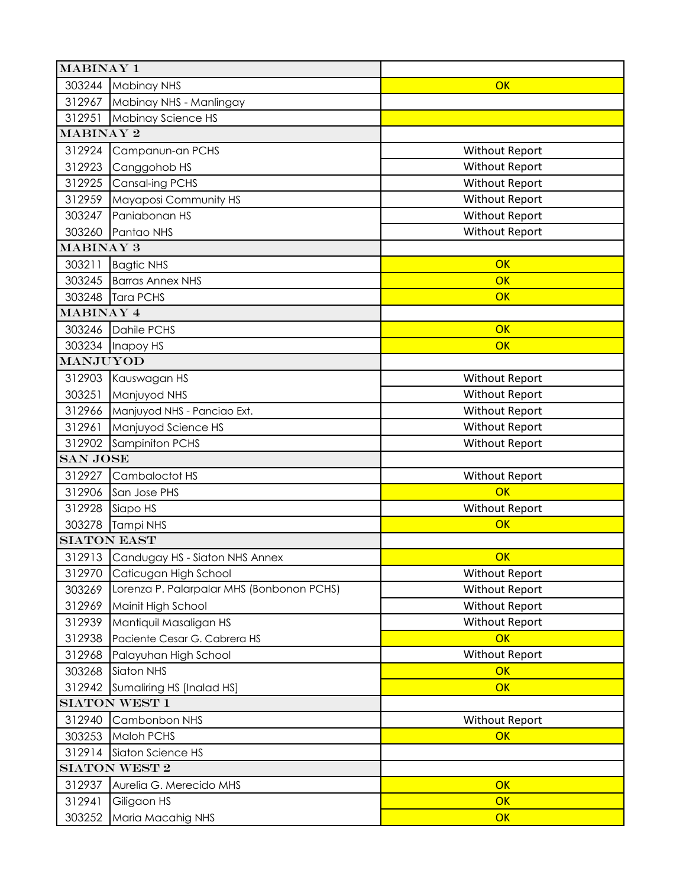| | | |
|---|---|---|
| **MABINAY 1** | | |
| 303244 | Mabinay NHS | OK |
| 312967 | Mabinay NHS - Manlingay | |
| 312951 | Mabinay Science HS | |
| **MABINAY 2** | | |
| 312924 | Campanun-an PCHS | Without Report |
| 312923 | Canggohob HS | Without Report |
| 312925 | Cansal-ing PCHS | Without Report |
| 312959 | Mayaposi Community HS | Without Report |
| 303247 | Paniabonan HS | Without Report |
| 303260 | Pantao NHS | Without Report |
| **MABINAY 3** | | |
| 303211 | Bagtic NHS | OK |
| 303245 | Barras Annex NHS | OK |
| 303248 | Tara PCHS | OK |
| **MABINAY 4** | | |
| 303246 | Dahile PCHS | OK |
| 303234 | Inapoy HS | OK |
| **MANJUYOD** | | |
| 312903 | Kauswagan HS | Without Report |
| 303251 | Manjuyod NHS | Without Report |
| 312966 | Manjuyod NHS - Panciao Ext. | Without Report |
| 312961 | Manjuyod Science HS | Without Report |
| 312902 | Sampiniton PCHS | Without Report |
| **SAN JOSE** | | |
| 312927 | Cambaloctot HS | Without Report |
| 312906 | San Jose PHS | OK |
| 312928 | Siapo HS | Without Report |
| 303278 | Tampi NHS | OK |
| **SIATON EAST** | | |
| 312913 | Candugay HS - Siaton NHS Annex | OK |
| 312970 | Caticugan High School | Without Report |
| 303269 | Lorenza P. Palarpalar MHS (Bonbonon PCHS) | Without Report |
| 312969 | Mainit High School | Without Report |
| 312939 | Mantiquil Masaligan HS | Without Report |
| 312938 | Paciente Cesar G. Cabrera HS | OK |
| 312968 | Palayuhan High School | Without Report |
| 303268 | Siaton NHS | OK |
| 312942 | Sumaliring HS [Inalad HS] | OK |
| **SIATON WEST 1** | | |
| 312940 | Cambonbon NHS | Without Report |
| 303253 | Maloh PCHS | OK |
| 312914 | Siaton Science HS | |
| **SIATON WEST 2** | | |
| 312937 | Aurelia G. Merecido MHS | OK |
| 312941 | Giligaon HS | OK |
| 303252 | Maria Macahig NHS | OK |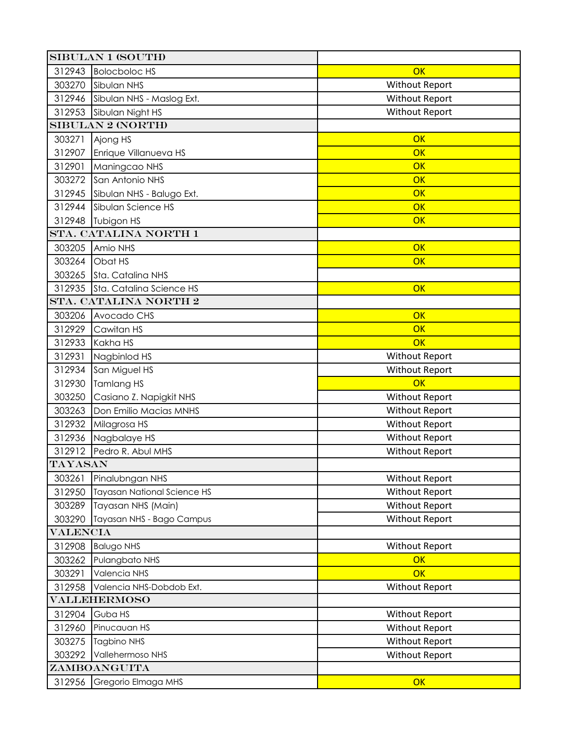| SIBULAN 1 (SOUTH) | | |
|---|---|---|
| 312943 | Bolocboloc HS | OK |
| 303270 | Sibulan NHS | Without Report |
| 312946 | Sibulan NHS - Maslog Ext. | Without Report |
| 312953 | Sibulan Night HS | Without Report |
| **SIBULAN 2 (NORTH)** | | |
| 303271 | Ajong HS | OK |
| 312907 | Enrique Villanueva HS | OK |
| 312901 | Maningcao NHS | OK |
| 303272 | San Antonio NHS | OK |
| 312945 | Sibulan NHS - Balugo Ext. | OK |
| 312944 | Sibulan Science HS | OK |
| 312948 | Tubigon HS | OK |
| **STA. CATALINA NORTH 1** | | |
| 303205 | Amio NHS | OK |
| 303264 | Obat HS | OK |
| 303265 | Sta. Catalina NHS | |
| 312935 | Sta. Catalina Science HS | OK |
| **STA. CATALINA NORTH 2** | | |
| 303206 | Avocado CHS | OK |
| 312929 | Cawitan HS | OK |
| 312933 | Kakha HS | OK |
| 312931 | Nagbinlod HS | Without Report |
| 312934 | San Miguel HS | Without Report |
| 312930 | Tamlang HS | OK |
| 303250 | Casiano Z. Napigkit NHS | Without Report |
| 303263 | Don Emilio Macias MNHS | Without Report |
| 312932 | Milagrosa HS | Without Report |
| 312936 | Nagbalaye HS | Without Report |
| 312912 | Pedro R. Abul MHS | Without Report |
| **TAYASAN** | | |
| 303261 | Pinalubngan NHS | Without Report |
| 312950 | Tayasan National Science HS | Without Report |
| 303289 | Tayasan NHS (Main) | Without Report |
| 303290 | Tayasan NHS - Bago Campus | Without Report |
| **VALENCIA** | | |
| 312908 | Balugo NHS | Without Report |
| 303262 | Pulangbato NHS | OK |
| 303291 | Valencia NHS | OK |
| 312958 | Valencia NHS-Dobdob Ext. | Without Report |
| **VALLEHERMOSO** | | |
| 312904 | Guba HS | Without Report |
| 312960 | Pinucauan HS | Without Report |
| 303275 | Tagbino NHS | Without Report |
| 303292 | Vallehermoso NHS | Without Report |
| **ZAMBOANGUITA** | | |
| 312956 | Gregorio Elmaga MHS | OK |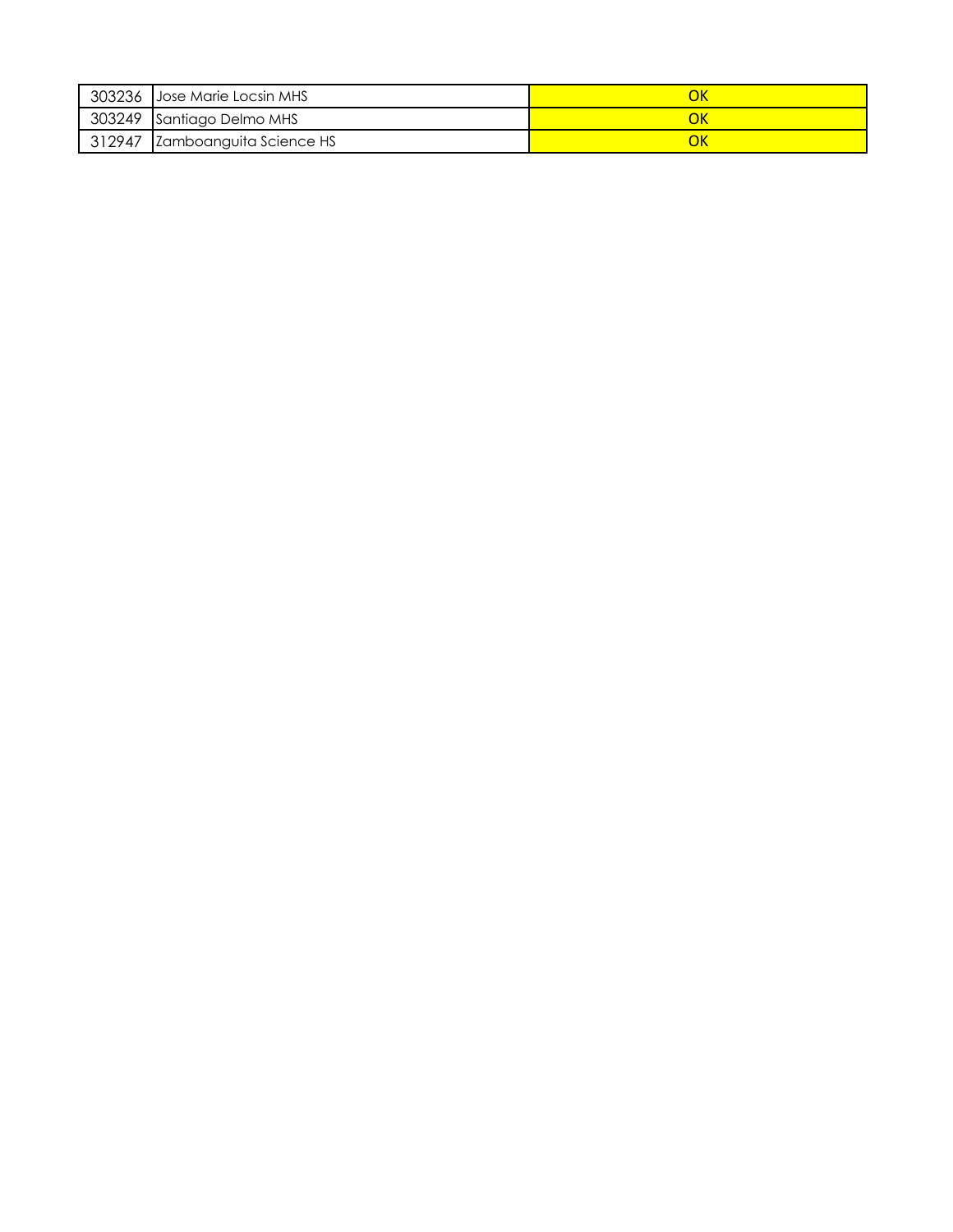| | | |
|---|---|---|
| 303236 | Jose Marie Locsin MHS | OK |
| 303249 | Santiago Delmo MHS | OK |
| 312947 | Zamboanguita Science HS | OK |